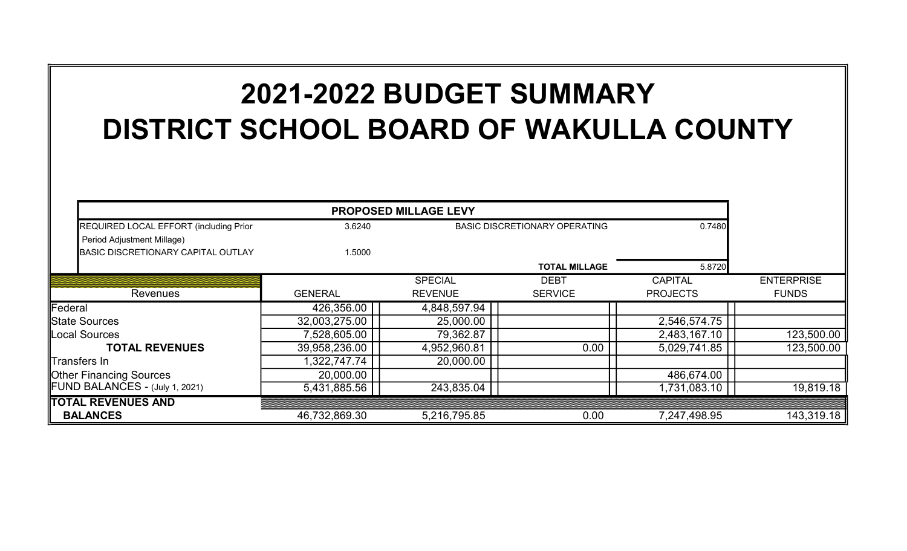# 2021-2022 BUDGET SUMMARY

# DISTRICT SCHOOL BOARD OF WAKULLA COUNTY

| PROPOSED MILLAGE LEVY | | | |
|---|---|---|---|
| REQUIRED LOCAL EFFORT (including Prior Period Adjustment Millage) | 3.6240 | BASIC DISCRETIONARY OPERATING | 0.7480 |
| BASIC DISCRETIONARY CAPITAL OUTLAY | 1.5000 | | |
| | | **TOTAL MILLAGE** | 5.8720 |

| Revenues | GENERAL | SPECIAL REVENUE | DEBT SERVICE | CAPITAL PROJECTS | ENTERPRISE FUNDS |
|---|---|---|---|---|---|
| Federal | 426,356.00 | 4,848,597.94 | | | |
| State Sources | 32,003,275.00 | 25,000.00 | | 2,546,574.75 | |
| Local Sources | 7,528,605.00 | 79,362.87 | | 2,483,167.10 | 123,500.00 |
| **TOTAL REVENUES** | 39,958,236.00 | 4,952,960.81 | 0.00 | 5,029,741.85 | 123,500.00 |
| Transfers In | 1,322,747.74 | 20,000.00 | | | |
| Other Financing Sources | 20,000.00 | | | 486,674.00 | |
| FUND BALANCES - (July 1, 2021) | 5,431,885.56 | 243,835.04 | | 1,731,083.10 | 19,819.18 |
| **TOTAL REVENUES AND BALANCES** | 46,732,869.30 | 5,216,795.85 | 0.00 | 7,247,498.95 | 143,319.18 |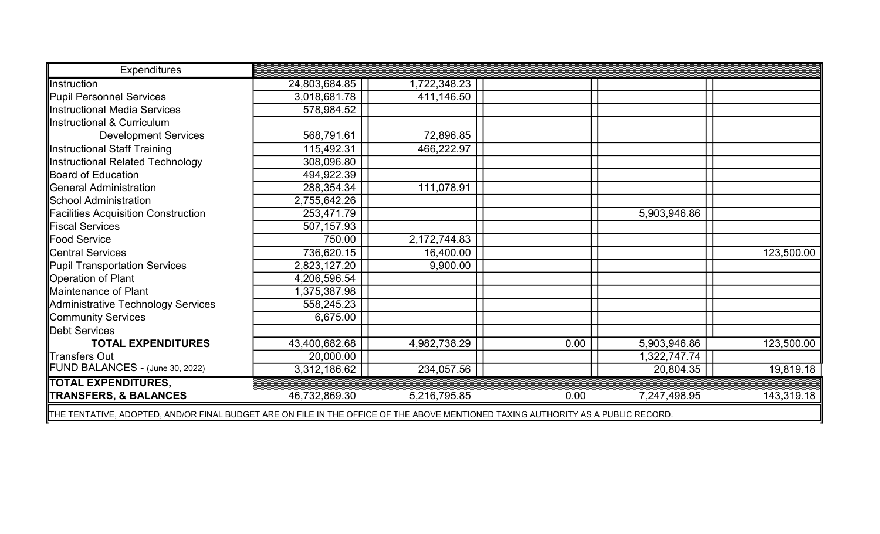| Expenditures | | | | | |
|---|---|---|---|---|---|
| Instruction | 24,803,684.85 | 1,722,348.23 | | | |
| Pupil Personnel Services | 3,018,681.78 | 411,146.50 | | | |
| Instructional Media Services | 578,984.52 | | | | |
| Instructional & Curriculum Development Services | 568,791.61 | 72,896.85 | | | |
| Instructional Staff Training | 115,492.31 | 466,222.97 | | | |
| Instructional Related Technology | 308,096.80 | | | | |
| Board of Education | 494,922.39 | | | | |
| General Administration | 288,354.34 | 111,078.91 | | | |
| School Administration | 2,755,642.26 | | | | |
| Facilities Acquisition Construction | 253,471.79 | | | 5,903,946.86 | |
| Fiscal Services | 507,157.93 | | | | |
| Food Service | 750.00 | 2,172,744.83 | | | |
| Central Services | 736,620.15 | 16,400.00 | | | 123,500.00 |
| Pupil Transportation Services | 2,823,127.20 | 9,900.00 | | | |
| Operation of Plant | 4,206,596.54 | | | | |
| Maintenance of Plant | 1,375,387.98 | | | | |
| Administrative Technology Services | 558,245.23 | | | | |
| Community Services | 6,675.00 | | | | |
| Debt Services | | | | | |
| **TOTAL EXPENDITURES** | 43,400,682.68 | 4,982,738.29 | 0.00 | 5,903,946.86 | 123,500.00 |
| Transfers Out | 20,000.00 | | | 1,322,747.74 | |
| FUND BALANCES - (June 30, 2022) | 3,312,186.62 | 234,057.56 | | 20,804.35 | 19,819.18 |
| **TOTAL EXPENDITURES, TRANSFERS, & BALANCES** | 46,732,869.30 | 5,216,795.85 | 0.00 | 7,247,498.95 | 143,319.18 |

THE TENTATIVE, ADOPTED, AND/OR FINAL BUDGET ARE ON FILE IN THE OFFICE OF THE ABOVE MENTIONED TAXING AUTHORITY AS A PUBLIC RECORD.